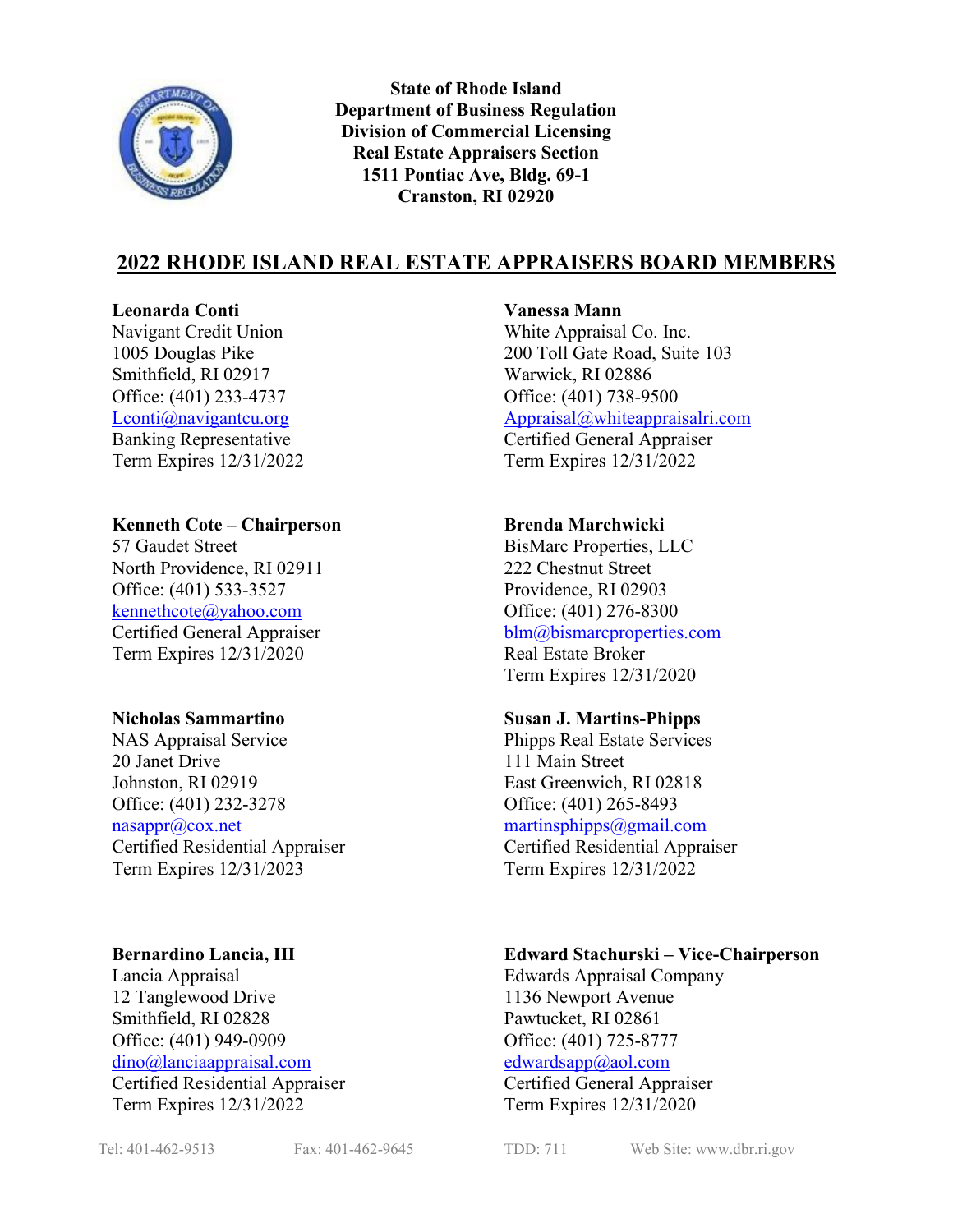**State of Rhode Island**
**Department of Business Regulation**
**Division of Commercial Licensing**
**Real Estate Appraisers Section**
**1511 Pontiac Ave, Bldg. 69-1**
**Cranston, RI 02920**

# 2022 RHODE ISLAND REAL ESTATE APPRAISERS BOARD MEMBERS

**Leonarda Conti**
Navigant Credit Union
1005 Douglas Pike
Smithfield, RI 02917
Office: (401) 233-4737
Lconti@navigantcu.org
Banking Representative
Term Expires 12/31/2022

**Vanessa Mann**
White Appraisal Co. Inc.
200 Toll Gate Road, Suite 103
Warwick, RI 02886
Office: (401) 738-9500
Appraisal@whiteappraisalri.com
Certified General Appraiser
Term Expires 12/31/2022

**Kenneth Cote – Chairperson**
57 Gaudet Street
North Providence, RI 02911
Office: (401) 533-3527
kennethcote@yahoo.com
Certified General Appraiser
Term Expires 12/31/2020

**Brenda Marchwicki**
BisMarc Properties, LLC
222 Chestnut Street
Providence, RI 02903
Office: (401) 276-8300
blm@bismarcproperties.com
Real Estate Broker
Term Expires 12/31/2020

**Nicholas Sammartino**
NAS Appraisal Service
20 Janet Drive
Johnston, RI 02919
Office: (401) 232-3278
nasappr@cox.net
Certified Residential Appraiser
Term Expires 12/31/2023

**Susan J. Martins-Phipps**
Phipps Real Estate Services
111 Main Street
East Greenwich, RI 02818
Office: (401) 265-8493
martinsphipps@gmail.com
Certified Residential Appraiser
Term Expires 12/31/2022

**Bernardino Lancia, III**
Lancia Appraisal
12 Tanglewood Drive
Smithfield, RI 02828
Office: (401) 949-0909
dino@lanciaappraisal.com
Certified Residential Appraiser
Term Expires 12/31/2022

**Edward Stachurski – Vice-Chairperson**
Edwards Appraisal Company
1136 Newport Avenue
Pawtucket, RI 02861
Office: (401) 725-8777
edwardsapp@aol.com
Certified General Appraiser
Term Expires 12/31/2020

Tel: 401-462-9513 Fax: 401-462-9645 TDD: 711 Web Site: www.dbr.ri.gov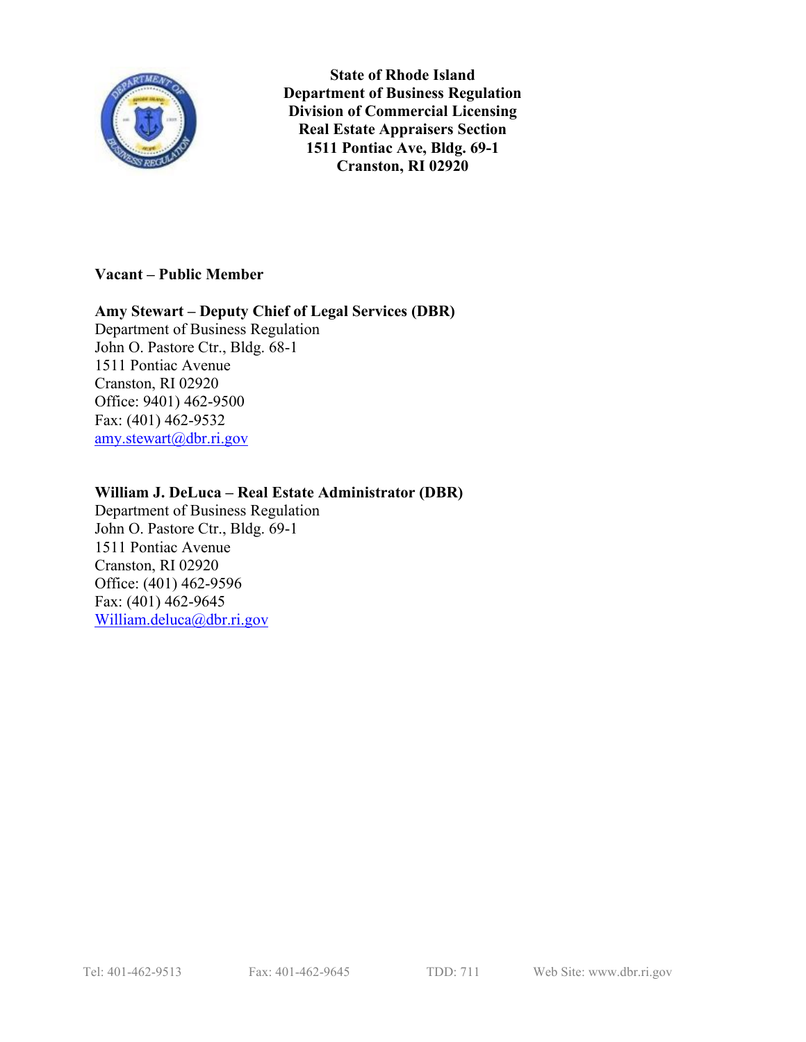**State of Rhode Island**
**Department of Business Regulation**
**Division of Commercial Licensing**
**Real Estate Appraisers Section**
**1511 Pontiac Ave, Bldg. 69-1**
**Cranston, RI 02920**

**Vacant – Public Member**

**Amy Stewart – Deputy Chief of Legal Services (DBR)**
Department of Business Regulation
John O. Pastore Ctr., Bldg. 68-1
1511 Pontiac Avenue
Cranston, RI 02920
Office: 9401) 462-9500
Fax: (401) 462-9532
amy.stewart@dbr.ri.gov

**William J. DeLuca – Real Estate Administrator (DBR)**
Department of Business Regulation
John O. Pastore Ctr., Bldg. 69-1
1511 Pontiac Avenue
Cranston, RI 02920
Office: (401) 462-9596
Fax: (401) 462-9645
William.deluca@dbr.ri.gov

Tel: 401-462-9513 Fax: 401-462-9645 TDD: 711 Web Site: www.dbr.ri.gov